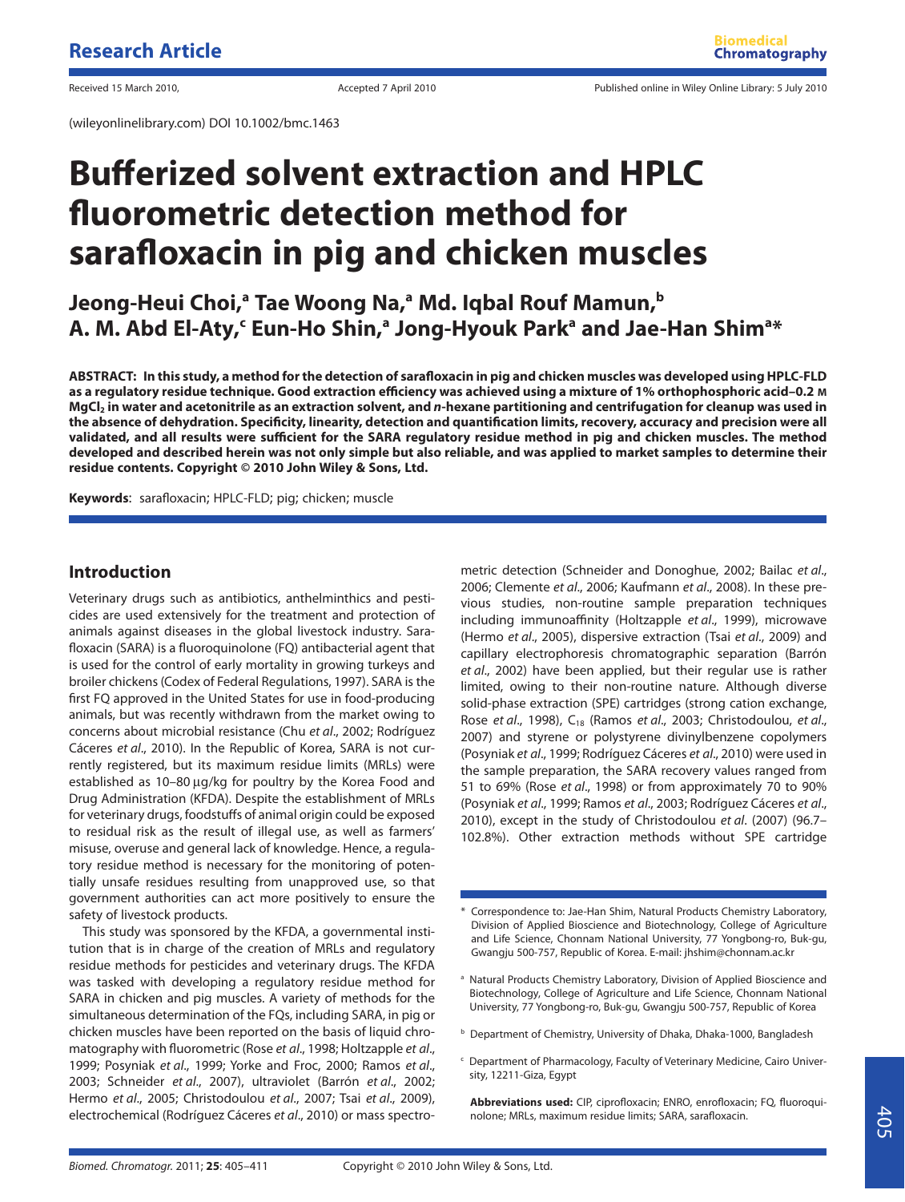Research Article

Received 15 March 2010, Accepted 7 April 2010 Published online in Wiley Online Library: 5 July 2010

(wileyonlinelibrary.com) DOI 10.1002/bmc.1463

# Bufferized solvent extraction and HPLC fluorometric detection method for sarafloxacin in pig and chicken muscles

**Jeong-Heui Choi,[a] Tae Woong Na,[a] Md. Iqbal Rouf Mamun,[b] A. M. Abd El-Aty,[c] Eun-Ho Shin,[a] Jong-Hyouk Park[a] and Jae-Han Shim[a]***

**ABSTRACT: In this study, a method for the detection of sarafloxacin in pig and chicken muscles was developed using HPLC-FLD as a regulatory residue technique. Good extraction efficiency was achieved using a mixture of 1% orthophosphoric acid–0.2 M $MgCl_2$ in water and acetonitrile as an extraction solvent, and *n*-hexane partitioning and centrifugation for cleanup was used in the absence of dehydration. Specificity, linearity, detection and quantification limits, recovery, accuracy and precision were all validated, and all results were sufficient for the SARA regulatory residue method in pig and chicken muscles. The method developed and described herein was not only simple but also reliable, and was applied to market samples to determine their residue contents. Copyright © 2010 John Wiley & Sons, Ltd.**

**Keywords**: sarafloxacin; HPLC-FLD; pig; chicken; muscle

## Introduction

Veterinary drugs such as antibiotics, anthelminthics and pesticides are used extensively for the treatment and protection of animals against diseases in the global livestock industry. Sarafloxacin (SARA) is a fluoroquinolone (FQ) antibacterial agent that is used for the control of early mortality in growing turkeys and broiler chickens (Codex of Federal Regulations, 1997). SARA is the first FQ approved in the United States for use in food-producing animals, but was recently withdrawn from the market owing to concerns about microbial resistance (Chu *et al*., 2002; Rodríguez Cáceres *et al*., 2010). In the Republic of Korea, SARA is not currently registered, but its maximum residue limits (MRLs) were established as 10–80 µg/kg for poultry by the Korea Food and Drug Administration (KFDA). Despite the establishment of MRLs for veterinary drugs, foodstuffs of animal origin could be exposed to residual risk as the result of illegal use, as well as farmers' misuse, overuse and general lack of knowledge. Hence, a regulatory residue method is necessary for the monitoring of potentially unsafe residues resulting from unapproved use, so that government authorities can act more positively to ensure the safety of livestock products.

This study was sponsored by the KFDA, a governmental institution that is in charge of the creation of MRLs and regulatory residue methods for pesticides and veterinary drugs. The KFDA was tasked with developing a regulatory residue method for SARA in chicken and pig muscles. A variety of methods for the simultaneous determination of the FQs, including SARA, in pig or chicken muscles have been reported on the basis of liquid chromatography with fluorometric (Rose *et al*., 1998; Holtzapple *et al*., 1999; Posyniak *et al*., 1999; Yorke and Froc, 2000; Ramos *et al*., 2003; Schneider *et al*., 2007), ultraviolet (Barrón *et al*., 2002; Hermo *et al*., 2005; Christodoulou *et al*., 2007; Tsai *et al*., 2009), electrochemical (Rodríguez Cáceres *et al*., 2010) or mass spectrometric detection (Schneider and Donoghue, 2002; Bailac *et al*., 2006; Clemente *et al*., 2006; Kaufmann *et al*., 2008). In these previous studies, non-routine sample preparation techniques including immunoaffinity (Holtzapple *et al*., 1999), microwave (Hermo *et al*., 2005), dispersive extraction (Tsai *et al*., 2009) and capillary electrophoresis chromatographic separation (Barrón *et al*., 2002) have been applied, but their regular use is rather limited, owing to their non-routine nature. Although diverse solid-phase extraction (SPE) cartridges (strong cation exchange, Rose *et al*., 1998), $C_{18}$ (Ramos *et al*., 2003; Christodoulou, *et al*., 2007) and styrene or polystyrene divinylbenzene copolymers (Posyniak *et al*., 1999; Rodríguez Cáceres *et al*., 2010) were used in the sample preparation, the SARA recovery values ranged from 51 to 69% (Rose *et al*., 1998) or from approximately 70 to 90% (Posyniak *et al*., 1999; Ramos *et al*., 2003; Rodríguez Cáceres *et al*., 2010), except in the study of Christodoulou *et al*. (2007) (96.7–102.8%). Other extraction methods without SPE cartridge

\* Correspondence to: Jae-Han Shim, Natural Products Chemistry Laboratory, Division of Applied Bioscience and Biotechnology, College of Agriculture and Life Science, Chonnam National University, 77 Yongbong-ro, Buk-gu, Gwangju 500-757, Republic of Korea. E-mail: jhshim@chonnam.ac.kr

[a] Natural Products Chemistry Laboratory, Division of Applied Bioscience and Biotechnology, College of Agriculture and Life Science, Chonnam National University, 77 Yongbong-ro, Buk-gu, Gwangju 500-757, Republic of Korea

[b] Department of Chemistry, University of Dhaka, Dhaka-1000, Bangladesh

[c] Department of Pharmacology, Faculty of Veterinary Medicine, Cairo University, 12211-Giza, Egypt

**Abbreviations used:** CIP, ciprofloxacin; ENRO, enrofloxacin; FQ, fluoroquinolone; MRLs, maximum residue limits; SARA, sarafloxacin.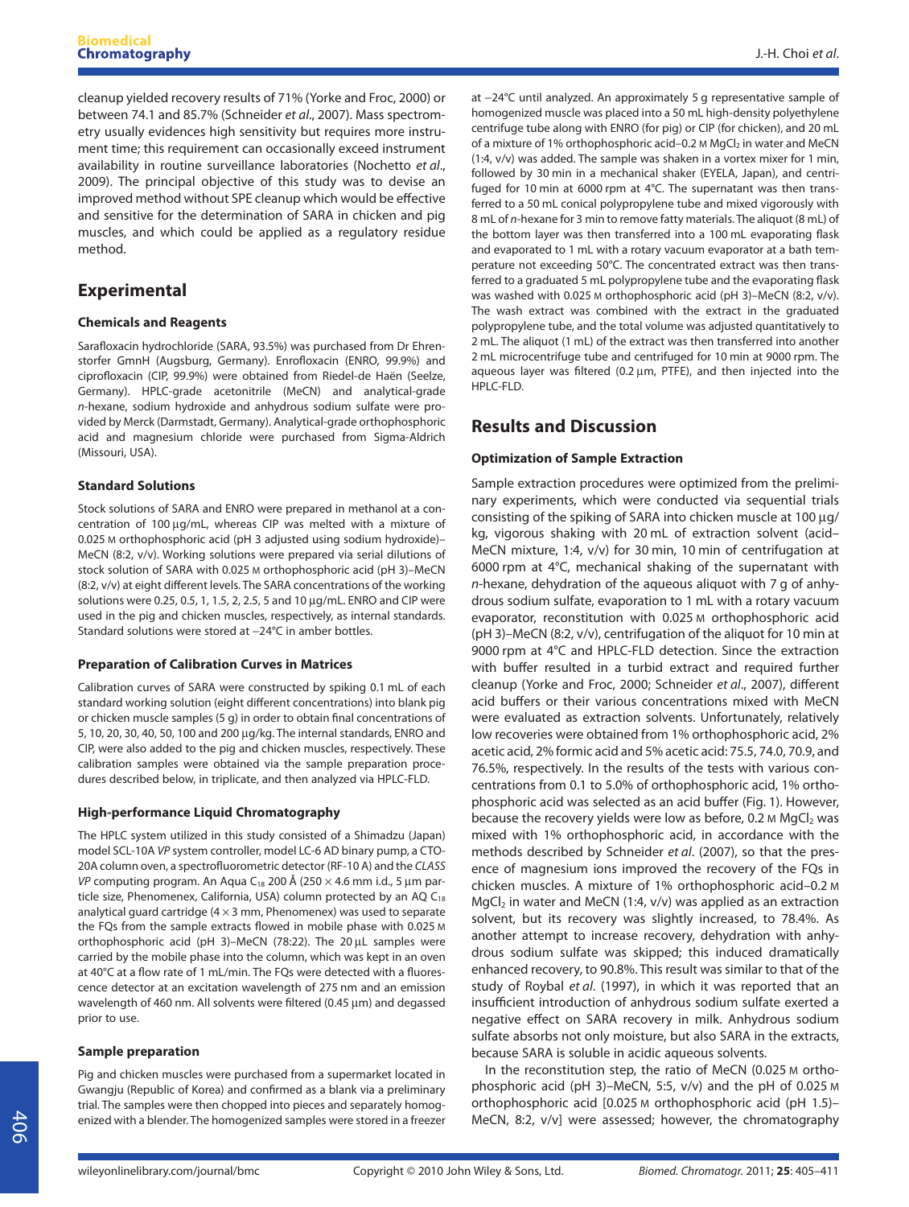cleanup yielded recovery results of 71% (Yorke and Froc, 2000) or between 74.1 and 85.7% (Schneider *et al*., 2007). Mass spectrometry usually evidences high sensitivity but requires more instrument time; this requirement can occasionally exceed instrument availability in routine surveillance laboratories (Nochetto *et al*., 2009). The principal objective of this study was to devise an improved method without SPE cleanup which would be effective and sensitive for the determination of SARA in chicken and pig muscles, and which could be applied as a regulatory residue method.

## Experimental

### Chemicals and Reagents

Sarafloxacin hydrochloride (SARA, 93.5%) was purchased from Dr Ehrenstorfer GmnH (Augsburg, Germany). Enrofloxacin (ENRO, 99.9%) and ciprofloxacin (CIP, 99.9%) were obtained from Riedel-de Haën (Seelze, Germany). HPLC-grade acetonitrile (MeCN) and analytical-grade *n*-hexane, sodium hydroxide and anhydrous sodium sulfate were provided by Merck (Darmstadt, Germany). Analytical-grade orthophosphoric acid and magnesium chloride were purchased from Sigma-Aldrich (Missouri, USA).

### Standard Solutions

Stock solutions of SARA and ENRO were prepared in methanol at a concentration of 100 µg/mL, whereas CIP was melted with a mixture of 0.025 M orthophosphoric acid (pH 3 adjusted using sodium hydroxide)–MeCN (8:2, v/v). Working solutions were prepared via serial dilutions of stock solution of SARA with 0.025 M orthophosphoric acid (pH 3)–MeCN (8:2, v/v) at eight different levels. The SARA concentrations of the working solutions were 0.25, 0.5, 1, 1.5, 2, 2.5, 5 and 10 µg/mL. ENRO and CIP were used in the pig and chicken muscles, respectively, as internal standards. Standard solutions were stored at −24°C in amber bottles.

### Preparation of Calibration Curves in Matrices

Calibration curves of SARA were constructed by spiking 0.1 mL of each standard working solution (eight different concentrations) into blank pig or chicken muscle samples (5 g) in order to obtain final concentrations of 5, 10, 20, 30, 40, 50, 100 and 200 µg/kg. The internal standards, ENRO and CIP, were also added to the pig and chicken muscles, respectively. These calibration samples were obtained via the sample preparation procedures described below, in triplicate, and then analyzed via HPLC-FLD.

### High-performance Liquid Chromatography

The HPLC system utilized in this study consisted of a Shimadzu (Japan) model SCL-10A *VP* system controller, model LC-6 AD binary pump, a CTO-20A column oven, a spectrofluorometric detector (RF-10 A) and the *CLASS VP* computing program. An Aqua $C_{18}$ 200 Å (250 × 4.6 mm i.d., 5 µm particle size, Phenomenex, California, USA) column protected by an AQ $C_{18}$ analytical guard cartridge (4 × 3 mm, Phenomenex) was used to separate the FQs from the sample extracts flowed in mobile phase with 0.025 M orthophosphoric acid (pH 3)–MeCN (78:22). The 20 µL samples were carried by the mobile phase into the column, which was kept in an oven at 40°C at a flow rate of 1 mL/min. The FQs were detected with a fluorescence detector at an excitation wavelength of 275 nm and an emission wavelength of 460 nm. All solvents were filtered (0.45 µm) and degassed prior to use.

### Sample preparation

Pig and chicken muscles were purchased from a supermarket located in Gwangju (Republic of Korea) and confirmed as a blank via a preliminary trial. The samples were then chopped into pieces and separately homogenized with a blender. The homogenized samples were stored in a freezer at −24°C until analyzed. An approximately 5 g representative sample of homogenized muscle was placed into a 50 mL high-density polyethylene centrifuge tube along with ENRO (for pig) or CIP (for chicken), and 20 mL of a mixture of 1% orthophosphoric acid–0.2 M $MgCl_2$ in water and MeCN (1:4, v/v) was added. The sample was shaken in a vortex mixer for 1 min, followed by 30 min in a mechanical shaker (EYELA, Japan), and centrifuged for 10 min at 6000 rpm at 4°C. The supernatant was then transferred to a 50 mL conical polypropylene tube and mixed vigorously with 8 mL of *n*-hexane for 3 min to remove fatty materials. The aliquot (8 mL) of the bottom layer was then transferred into a 100 mL evaporating flask and evaporated to 1 mL with a rotary vacuum evaporator at a bath temperature not exceeding 50°C. The concentrated extract was then transferred to a graduated 5 mL polypropylene tube and the evaporating flask was washed with 0.025 M orthophosphoric acid (pH 3)–MeCN (8:2, v/v). The wash extract was combined with the extract in the graduated polypropylene tube, and the total volume was adjusted quantitatively to 2 mL. The aliquot (1 mL) of the extract was then transferred into another 2 mL microcentrifuge tube and centrifuged for 10 min at 9000 rpm. The aqueous layer was filtered (0.2 µm, PTFE), and then injected into the HPLC-FLD.

## Results and Discussion

### Optimization of Sample Extraction

Sample extraction procedures were optimized from the preliminary experiments, which were conducted via sequential trials consisting of the spiking of SARA into chicken muscle at 100 µg/kg, vigorous shaking with 20 mL of extraction solvent (acid–MeCN mixture, 1:4, v/v) for 30 min, 10 min of centrifugation at 6000 rpm at 4°C, mechanical shaking of the supernatant with *n*-hexane, dehydration of the aqueous aliquot with 7 g of anhydrous sodium sulfate, evaporation to 1 mL with a rotary vacuum evaporator, reconstitution with 0.025 M orthophosphoric acid (pH 3)–MeCN (8:2, v/v), centrifugation of the aliquot for 10 min at 9000 rpm at 4°C and HPLC-FLD detection. Since the extraction with buffer resulted in a turbid extract and required further cleanup (Yorke and Froc, 2000; Schneider *et al*., 2007), different acid buffers or their various concentrations mixed with MeCN were evaluated as extraction solvents. Unfortunately, relatively low recoveries were obtained from 1% orthophosphoric acid, 2% acetic acid, 2% formic acid and 5% acetic acid: 75.5, 74.0, 70.9, and 76.5%, respectively. In the results of the tests with various concentrations from 0.1 to 5.0% of orthophosphoric acid, 1% orthophosphoric acid was selected as an acid buffer (Fig. 1). However, because the recovery yields were low as before, 0.2 M $MgCl_2$ was mixed with 1% orthophosphoric acid, in accordance with the methods described by Schneider *et al*. (2007), so that the presence of magnesium ions improved the recovery of the FQs in chicken muscles. A mixture of 1% orthophosphoric acid–0.2 M $MgCl_2$ in water and MeCN (1:4, v/v) was applied as an extraction solvent, but its recovery was slightly increased, to 78.4%. As another attempt to increase recovery, dehydration with anhydrous sodium sulfate was skipped; this induced dramatically enhanced recovery, to 90.8%. This result was similar to that of the study of Roybal *et al*. (1997), in which it was reported that an insufficient introduction of anhydrous sodium sulfate exerted a negative effect on SARA recovery in milk. Anhydrous sodium sulfate absorbs not only moisture, but also SARA in the extracts, because SARA is soluble in acidic aqueous solvents.

In the reconstitution step, the ratio of MeCN (0.025 M orthophosphoric acid (pH 3)–MeCN, 5:5, v/v) and the pH of 0.025 M orthophosphoric acid [0.025 M orthophosphoric acid (pH 1.5)–MeCN, 8:2, v/v] were assessed; however, the chromatography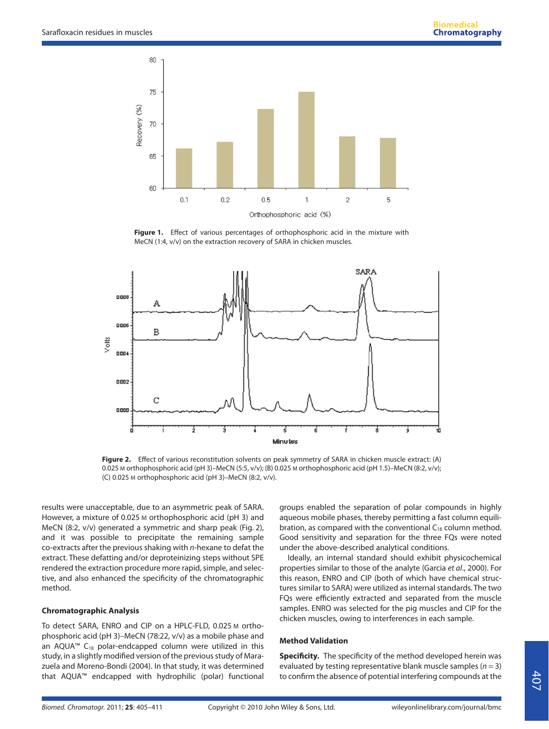Figure 1. Effect of various percentages of orthophosphoric acid in the mixture with MeCN (1:4, v/v) on the extraction recovery of SARA in chicken muscles.

Figure 2. Effect of various reconstitution solvents on peak symmetry of SARA in chicken muscle extract: (A) 0.025 M orthophosphoric acid (pH 3)–MeCN (5:5, v/v); (B) 0.025 M orthophosphoric acid (pH 1.5)–MeCN (8:2, v/v); (C) 0.025 M orthophosphoric acid (pH 3)–MeCN (8:2, v/v).

results were unacceptable, due to an asymmetric peak of SARA. However, a mixture of 0.025 M orthophosphoric acid (pH 3) and MeCN (8:2, v/v) generated a symmetric and sharp peak (Fig. 2), and it was possible to precipitate the remaining sample co-extracts after the previous shaking with *n*-hexane to defat the extract. These defatting and/or deproteinizing steps without SPE rendered the extraction procedure more rapid, simple, and selective, and also enhanced the specificity of the chromatographic method.

### Chromatographic Analysis

To detect SARA, ENRO and CIP on a HPLC-FLD, 0.025 M orthophosphoric acid (pH 3)–MeCN (78:22, v/v) as a mobile phase and an AQUA™ $C_{18}$ polar-endcapped column were utilized in this study, in a slightly modified version of the previous study of Marazuela and Moreno-Bondi (2004). In that study, it was determined that AQUA™ endcapped with hydrophilic (polar) functional groups enabled the separation of polar compounds in highly aqueous mobile phases, thereby permitting a fast column equilibration, as compared with the conventional $C_{18}$ column method. Good sensitivity and separation for the three FQs were noted under the above-described analytical conditions.

Ideally, an internal standard should exhibit physicochemical properties similar to those of the analyte (Garcia *et al*., 2000). For this reason, ENRO and CIP (both of which have chemical structures similar to SARA) were utilized as internal standards. The two FQs were efficiently extracted and separated from the muscle samples. ENRO was selected for the pig muscles and CIP for the chicken muscles, owing to interferences in each sample.

### Method Validation

**Specificity.** The specificity of the method developed herein was evaluated by testing representative blank muscle samples ($n = 3$) to confirm the absence of potential interfering compounds at the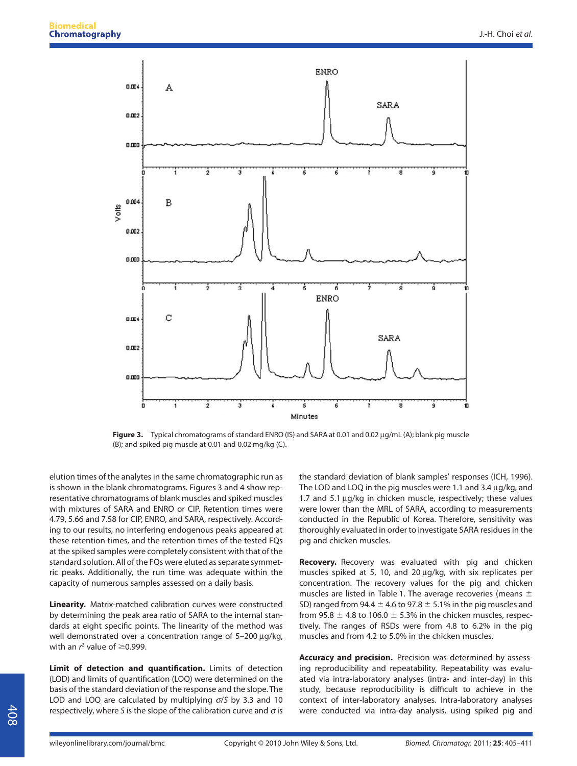Figure 3. Typical chromatograms of standard ENRO (IS) and SARA at 0.01 and 0.02 µg/mL (A); blank pig muscle (B); and spiked pig muscle at 0.01 and 0.02 mg/kg (C).

elution times of the analytes in the same chromatographic run as is shown in the blank chromatograms. Figures 3 and 4 show representative chromatograms of blank muscles and spiked muscles with mixtures of SARA and ENRO or CIP. Retention times were 4.79, 5.66 and 7.58 for CIP, ENRO, and SARA, respectively. According to our results, no interfering endogenous peaks appeared at these retention times, and the retention times of the tested FQs at the spiked samples were completely consistent with that of the standard solution. All of the FQs were eluted as separate symmetric peaks. Additionally, the run time was adequate within the capacity of numerous samples assessed on a daily basis.

**Linearity.** Matrix-matched calibration curves were constructed by determining the peak area ratio of SARA to the internal standards at eight specific points. The linearity of the method was well demonstrated over a concentration range of 5–200 µg/kg, with an $r^2$ value of ≥0.999.

**Limit of detection and quantification.** Limits of detection (LOD) and limits of quantification (LOQ) were determined on the basis of the standard deviation of the response and the slope. The LOD and LOQ are calculated by multiplying $\sigma/S$ by 3.3 and 10 respectively, where $S$ is the slope of the calibration curve and $\sigma$ is the standard deviation of blank samples' responses (ICH, 1996). The LOD and LOQ in the pig muscles were 1.1 and 3.4 µg/kg, and 1.7 and 5.1 µg/kg in chicken muscle, respectively; these values were lower than the MRL of SARA, according to measurements conducted in the Republic of Korea. Therefore, sensitivity was thoroughly evaluated in order to investigate SARA residues in the pig and chicken muscles.

**Recovery.** Recovery was evaluated with pig and chicken muscles spiked at 5, 10, and 20 µg/kg, with six replicates per concentration. The recovery values for the pig and chicken muscles are listed in Table 1. The average recoveries (means ± SD) ranged from 94.4 ± 4.6 to 97.8 ± 5.1% in the pig muscles and from 95.8 ± 4.8 to 106.0 ± 5.3% in the chicken muscles, respectively. The ranges of RSDs were from 4.8 to 6.2% in the pig muscles and from 4.2 to 5.0% in the chicken muscles.

**Accuracy and precision.** Precision was determined by assessing reproducibility and repeatability. Repeatability was evaluated via intra-laboratory analyses (intra- and inter-day) in this study, because reproducibility is difficult to achieve in the context of inter-laboratory analyses. Intra-laboratory analyses were conducted via intra-day analysis, using spiked pig and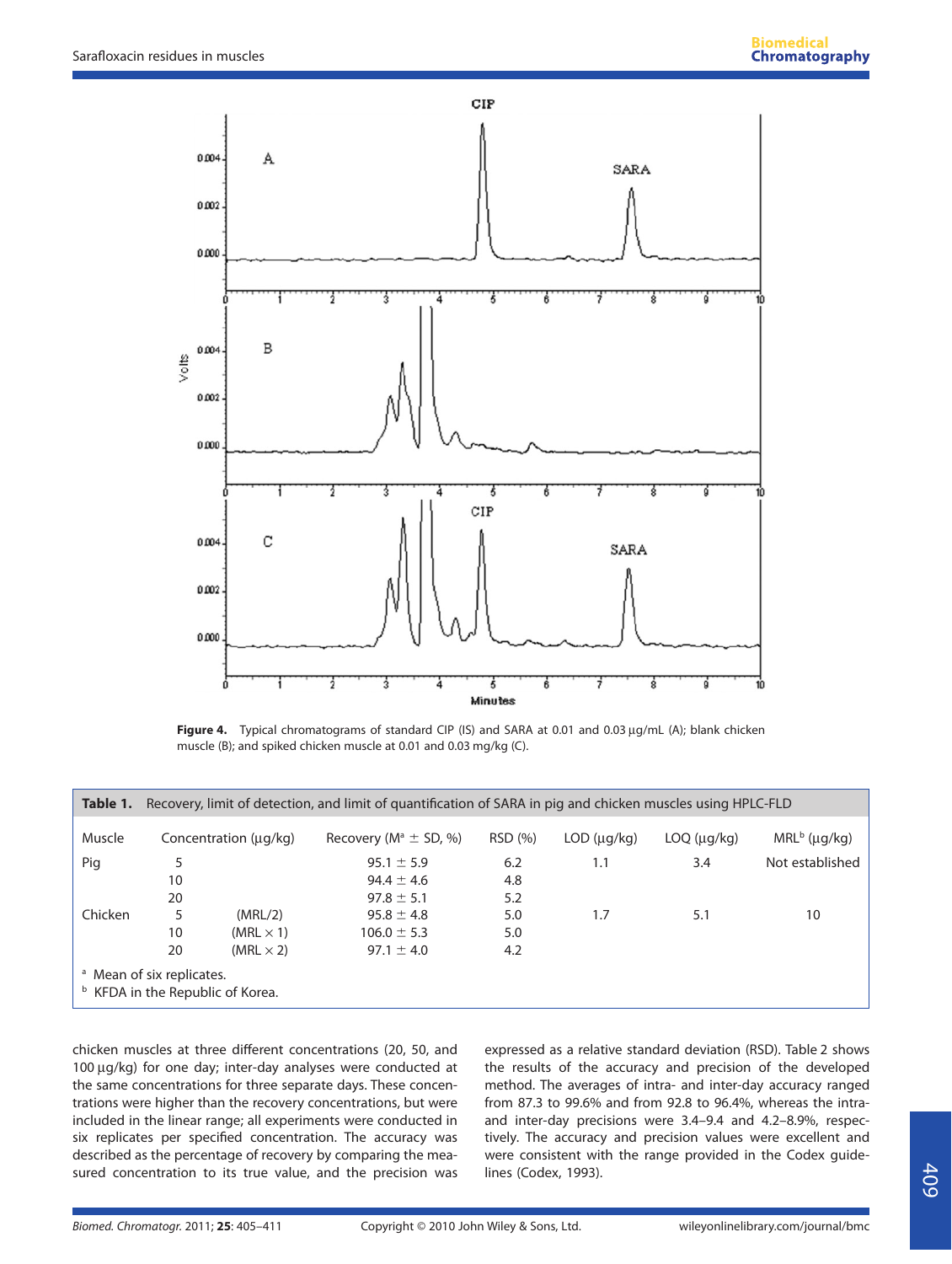Figure 4. Typical chromatograms of standard CIP (IS) and SARA at 0.01 and 0.03 µg/mL (A); blank chicken muscle (B); and spiked chicken muscle at 0.01 and 0.03 mg/kg (C).

**Table 1.** Recovery, limit of detection, and limit of quantification of SARA in pig and chicken muscles using HPLC-FLD

| Muscle | Concentration (µg/kg) | | Recovery (M[a] ± SD, %) | RSD (%) | LOD (µg/kg) | LOQ (µg/kg) | MRL[b] (µg/kg) |
|---|---|---|---|---|---|---|---|
| Pig | 5 | | 95.1 ± 5.9 | 6.2 | 1.1 | 3.4 | Not established |
| | 10 | | 94.4 ± 4.6 | 4.8 | | | |
| | 20 | | 97.8 ± 5.1 | 5.2 | | | |
| Chicken | 5 | (MRL/2) | 95.8 ± 4.8 | 5.0 | 1.7 | 5.1 | 10 |
| | 10 | (MRL × 1) | 106.0 ± 5.3 | 5.0 | | | |
| | 20 | (MRL × 2) | 97.1 ± 4.0 | 4.2 | | | |

[a] Mean of six replicates.
[b] KFDA in the Republic of Korea.

chicken muscles at three different concentrations (20, 50, and 100 µg/kg) for one day; inter-day analyses were conducted at the same concentrations for three separate days. These concentrations were higher than the recovery concentrations, but were included in the linear range; all experiments were conducted in six replicates per specified concentration. The accuracy was described as the percentage of recovery by comparing the measured concentration to its true value, and the precision was expressed as a relative standard deviation (RSD). Table 2 shows the results of the accuracy and precision of the developed method. The averages of intra- and inter-day accuracy ranged from 87.3 to 99.6% and from 92.8 to 96.4%, whereas the intra- and inter-day precisions were 3.4–9.4 and 4.2–8.9%, respectively. The accuracy and precision values were excellent and were consistent with the range provided in the Codex guidelines (Codex, 1993).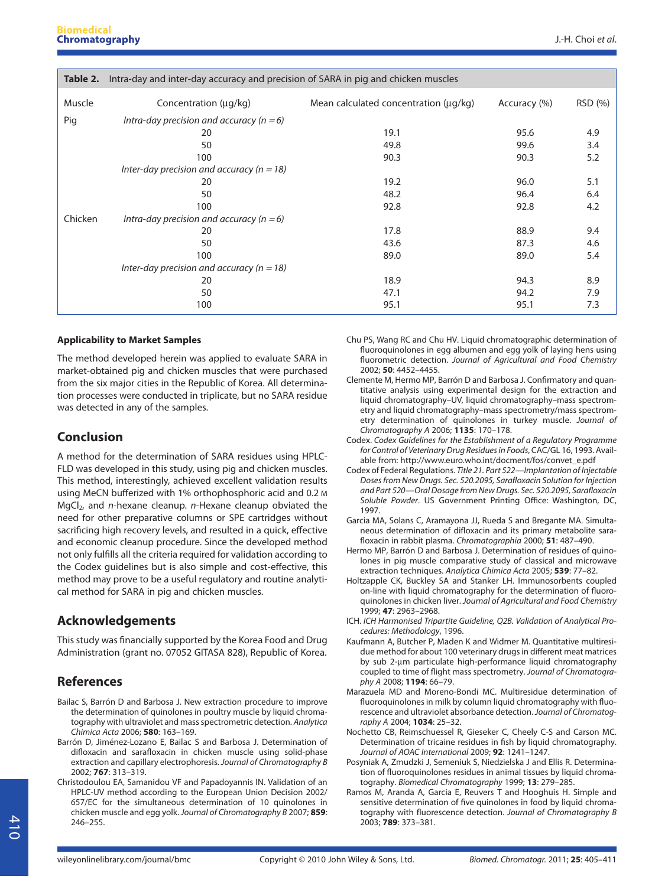**Table 2.** Intra-day and inter-day accuracy and precision of SARA in pig and chicken muscles

| Muscle | Concentration (μg/kg) | Mean calculated concentration (μg/kg) | Accuracy (%) | RSD (%) |
|---|---|---|---|---|
| Pig | *Intra-day precision and accuracy (n = 6)* | | | |
| | 20 | 19.1 | 95.6 | 4.9 |
| | 50 | 49.8 | 99.6 | 3.4 |
| | 100 | 90.3 | 90.3 | 5.2 |
| | *Inter-day precision and accuracy (n = 18)* | | | |
| | 20 | 19.2 | 96.0 | 5.1 |
| | 50 | 48.2 | 96.4 | 6.4 |
| | 100 | 92.8 | 92.8 | 4.2 |
| Chicken | *Intra-day precision and accuracy (n = 6)* | | | |
| | 20 | 17.8 | 88.9 | 9.4 |
| | 50 | 43.6 | 87.3 | 4.6 |
| | 100 | 89.0 | 89.0 | 5.4 |
| | *Inter-day precision and accuracy (n = 18)* | | | |
| | 20 | 18.9 | 94.3 | 8.9 |
| | 50 | 47.1 | 94.2 | 7.9 |
| | 100 | 95.1 | 95.1 | 7.3 |

### Applicability to Market Samples

The method developed herein was applied to evaluate SARA in market-obtained pig and chicken muscles that were purchased from the six major cities in the Republic of Korea. All determination processes were conducted in triplicate, but no SARA residue was detected in any of the samples.

## Conclusion

A method for the determination of SARA residues using HPLC-FLD was developed in this study, using pig and chicken muscles. This method, interestingly, achieved excellent validation results using MeCN bufferized with 1% orthophosphoric acid and 0.2 M $MgCl_2$, and *n*-hexane cleanup. *n*-Hexane cleanup obviated the need for other preparative columns or SPE cartridges without sacrificing high recovery levels, and resulted in a quick, effective and economic cleanup procedure. Since the developed method not only fulfills all the criteria required for validation according to the Codex guidelines but is also simple and cost-effective, this method may prove to be a useful regulatory and routine analytical method for SARA in pig and chicken muscles.

## Acknowledgements

This study was financially supported by the Korea Food and Drug Administration (grant no. 07052 GITASA 828), Republic of Korea.

## References

- Bailac S, Barrón D and Barbosa J. New extraction procedure to improve the determination of quinolones in poultry muscle by liquid chromatography with ultraviolet and mass spectrometric detection. *Analytica Chimica Acta* 2006; **580**: 163–169.
- Barrón D, Jiménez-Lozano E, Bailac S and Barbosa J. Determination of difloxacin and sarafloxacin in chicken muscle using solid-phase extraction and capillary electrophoresis. *Journal of Chromatography B* 2002; **767**: 313–319.
- Christodoulou EA, Samanidou VF and Papadoyannis IN. Validation of an HPLC-UV method according to the European Union Decision 2002/657/EC for the simultaneous determination of 10 quinolones in chicken muscle and egg yolk. *Journal of Chromatography B* 2007; **859**: 246–255.
- Chu PS, Wang RC and Chu HV. Liquid chromatographic determination of fluoroquinolones in egg albumen and egg yolk of laying hens using fluorometric detection. *Journal of Agricultural and Food Chemistry* 2002; **50**: 4452–4455.
- Clemente M, Hermo MP, Barrón D and Barbosa J. Confirmatory and quantitative analysis using experimental design for the extraction and liquid chromatography–UV, liquid chromatography–mass spectrometry and liquid chromatography–mass spectrometry/mass spectrometry determination of quinolones in turkey muscle. *Journal of Chromatography A* 2006; **1135**: 170–178.
- Codex. *Codex Guidelines for the Establishment of a Regulatory Programme for Control of Veterinary Drug Residues in Foods*, CAC/GL 16, 1993. Available from: http://www.euro.who.int/docment/fos/convet_e.pdf
- Codex of Federal Regulations. *Title 21. Part 522—Implantation of Injectable Doses from New Drugs. Sec. 520.2095, Sarafloxacin Solution for Injection and Part 520—Oral Dosage from New Drugs. Sec. 520.2095, Sarafloxacin Soluble Powder*. US Government Printing Office: Washington, DC, 1997.
- Garcia MA, Solans C, Aramayona JJ, Rueda S and Bregante MA. Simultaneous determination of difloxacin and its primary metabolite sarafloxacin in rabbit plasma. *Chromatographia* 2000; **51**: 487–490.
- Hermo MP, Barrón D and Barbosa J. Determination of residues of quinolones in pig muscle comparative study of classical and microwave extraction techniques. *Analytica Chimica Acta* 2005; **539**: 77–82.
- Holtzapple CK, Buckley SA and Stanker LH. Immunosorbents coupled on-line with liquid chromatography for the determination of fluoroquinolones in chicken liver. *Journal of Agricultural and Food Chemistry* 1999; **47**: 2963–2968.
- ICH. *ICH Harmonised Tripartite Guideline, Q2B. Validation of Analytical Procedures: Methodology*, 1996.
- Kaufmann A, Butcher P, Maden K and Widmer M. Quantitative multiresidue method for about 100 veterinary drugs in different meat matrices by sub 2-μm particulate high-performance liquid chromatography coupled to time of flight mass spectrometry. *Journal of Chromatography A* 2008; **1194**: 66–79.
- Marazuela MD and Moreno-Bondi MC. Multiresidue determination of fluoroquinolones in milk by column liquid chromatography with fluorescence and ultraviolet absorbance detection. *Journal of Chromatography A* 2004; **1034**: 25–32.
- Nochetto CB, Reimschuessel R, Gieseker C, Cheely C-S and Carson MC. Determination of tricaine residues in fish by liquid chromatography. *Journal of AOAC International* 2009; **92**: 1241–1247.
- Posyniak A, Zmudzki J, Semeniuk S, Niedzielska J and Ellis R. Determination of fluoroquinolones residues in animal tissues by liquid chromatography. *Biomedical Chromatography* 1999; **13**: 279–285.
- Ramos M, Aranda A, Garcia E, Reuvers T and Hooghuis H. Simple and sensitive determination of five quinolones in food by liquid chromatography with fluorescence detection. *Journal of Chromatography B* 2003; **789**: 373–381.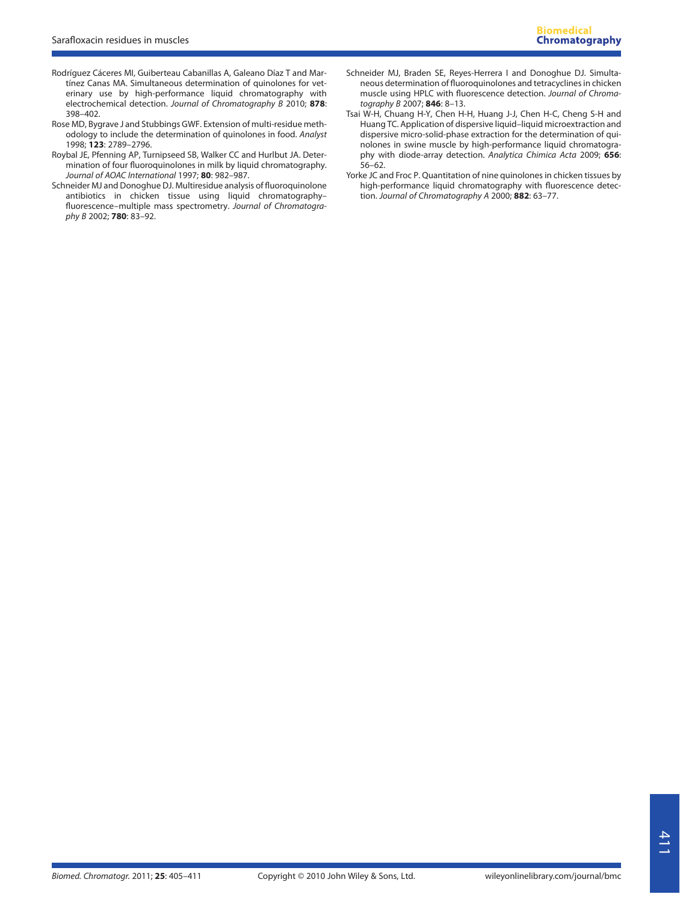Rodríguez Cáceres MI, Guiberteau Cabanillas A, Galeano Díaz T and Martínez Canas MA. Simultaneous determination of quinolones for veterinary use by high-performance liquid chromatography with electrochemical detection. *Journal of Chromatography B* 2010; **878**: 398–402.

Rose MD, Bygrave J and Stubbings GWF. Extension of multi-residue methodology to include the determination of quinolones in food. *Analyst* 1998; **123**: 2789–2796.

Roybal JE, Pfenning AP, Turnipseed SB, Walker CC and Hurlbut JA. Determination of four fluoroquinolones in milk by liquid chromatography. *Journal of AOAC International* 1997; **80**: 982–987.

Schneider MJ and Donoghue DJ. Multiresidue analysis of fluoroquinolone antibiotics in chicken tissue using liquid chromatography–fluorescence–multiple mass spectrometry. *Journal of Chromatography B* 2002; **780**: 83–92.

Schneider MJ, Braden SE, Reyes-Herrera I and Donoghue DJ. Simultaneous determination of fluoroquinolones and tetracyclines in chicken muscle using HPLC with fluorescence detection. *Journal of Chromatography B* 2007; **846**: 8–13.

Tsai W-H, Chuang H-Y, Chen H-H, Huang J-J, Chen H-C, Cheng S-H and Huang TC. Application of dispersive liquid–liquid microextraction and dispersive micro-solid-phase extraction for the determination of quinolones in swine muscle by high-performance liquid chromatography with diode-array detection. *Analytica Chimica Acta* 2009; **656**: 56–62.

Yorke JC and Froc P. Quantitation of nine quinolones in chicken tissues by high-performance liquid chromatography with fluorescence detection. *Journal of Chromatography A* 2000; **882**: 63–77.